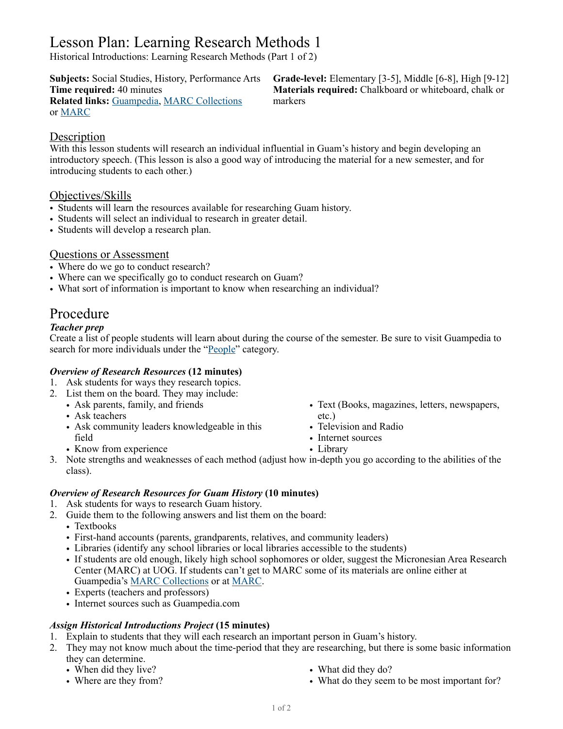# Lesson Plan: Learning Research Methods 1

Historical Introductions: Learning Research Methods (Part 1 of 2)

**Subjects:** Social Studies, History, Performance Arts
**Time required:** 40 minutes
**Related links:** Guampedia, MARC Collections or MARC
**Grade-level:** Elementary [3-5], Middle [6-8], High [9-12]
**Materials required:** Chalkboard or whiteboard, chalk or markers

## Description

With this lesson students will research an individual influential in Guam's history and begin developing an introductory speech. (This lesson is also a good way of introducing the material for a new semester, and for introducing students to each other.)

## Objectives/Skills

- Students will learn the resources available for researching Guam history.
- Students will select an individual to research in greater detail.
- Students will develop a research plan.

## Questions or Assessment

- Where do we go to conduct research?
- Where can we specifically go to conduct research on Guam?
- What sort of information is important to know when researching an individual?

# Procedure

### *Teacher prep*

Create a list of people students will learn about during the course of the semester. Be sure to visit Guampedia to search for more individuals under the "People" category.

### *Overview of Research Resources* (12 minutes)

1. Ask students for ways they research topics.
2. List them on the board. They may include:
   - Ask parents, family, and friends
   - Ask teachers
   - Ask community leaders knowledgeable in this field
   - Know from experience
   - Text (Books, magazines, letters, newspapers, etc.)
   - Television and Radio
   - Internet sources
   - Library
3. Note strengths and weaknesses of each method (adjust how in-depth you go according to the abilities of the class).

### *Overview of Research Resources for Guam History* (10 minutes)

1. Ask students for ways to research Guam history.
2. Guide them to the following answers and list them on the board:
   - Textbooks
   - First-hand accounts (parents, grandparents, relatives, and community leaders)
   - Libraries (identify any school libraries or local libraries accessible to the students)
   - If students are old enough, likely high school sophomores or older, suggest the Micronesian Area Research Center (MARC) at UOG. If students can't get to MARC some of its materials are online either at Guampedia's MARC Collections or at MARC.
   - Experts (teachers and professors)
   - Internet sources such as Guampedia.com

### *Assign Historical Introductions Project* (15 minutes)

1. Explain to students that they will each research an important person in Guam's history.
2. They may not know much about the time-period that they are researching, but there is some basic information they can determine.
   - When did they live?
   - Where are they from?
   - What did they do?
   - What do they seem to be most important for?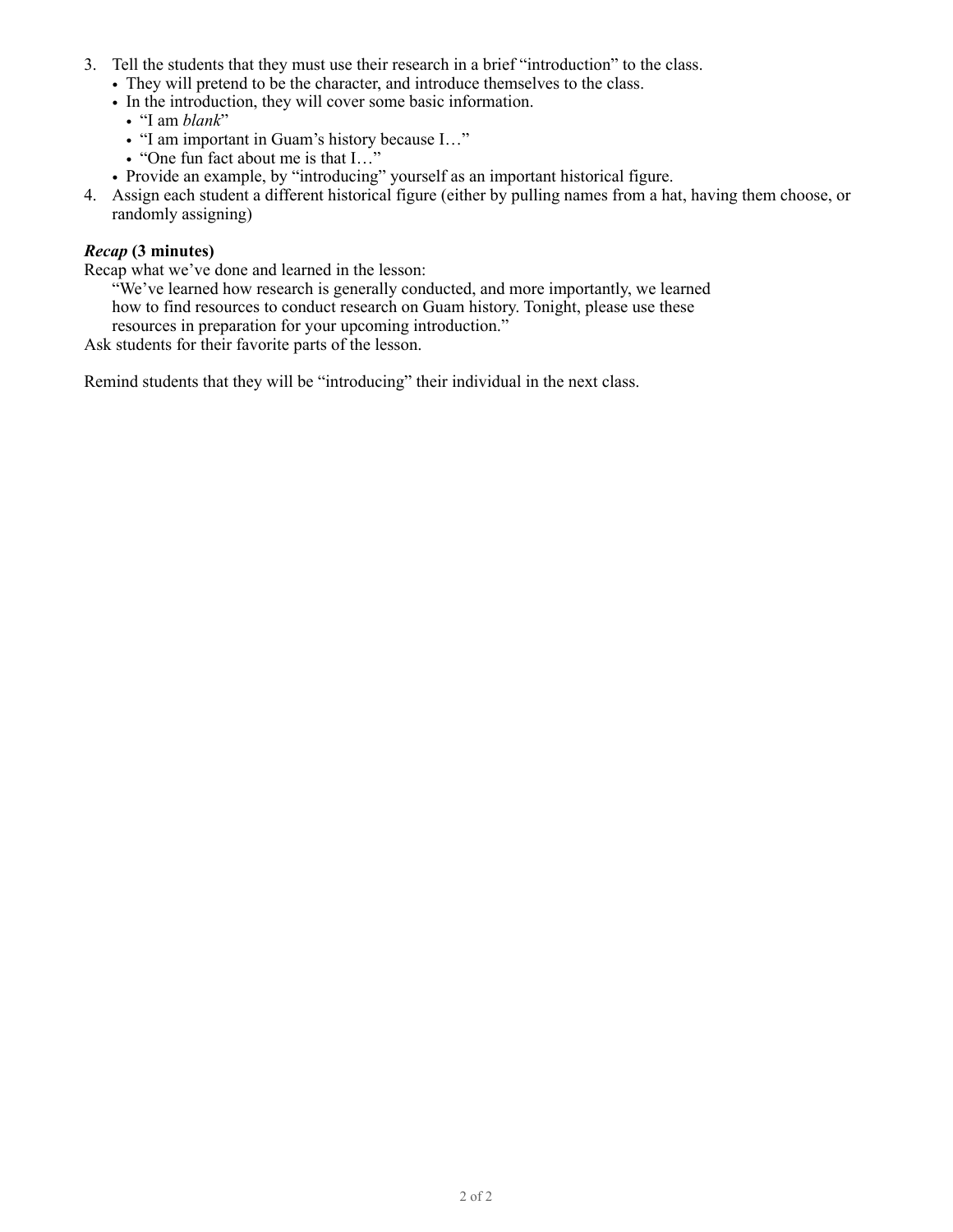3. Tell the students that they must use their research in a brief "introduction" to the class.
   - They will pretend to be the character, and introduce themselves to the class.
   - In the introduction, they will cover some basic information.
     - "I am *blank*"
     - "I am important in Guam's history because I…"
     - "One fun fact about me is that I…"
   - Provide an example, by "introducing" yourself as an important historical figure.
4. Assign each student a different historical figure (either by pulling names from a hat, having them choose, or randomly assigning)

***Recap* (3 minutes)**

Recap what we've done and learned in the lesson:

> "We've learned how research is generally conducted, and more importantly, we learned how to find resources to conduct research on Guam history. Tonight, please use these resources in preparation for your upcoming introduction."

Ask students for their favorite parts of the lesson.

Remind students that they will be "introducing" their individual in the next class.